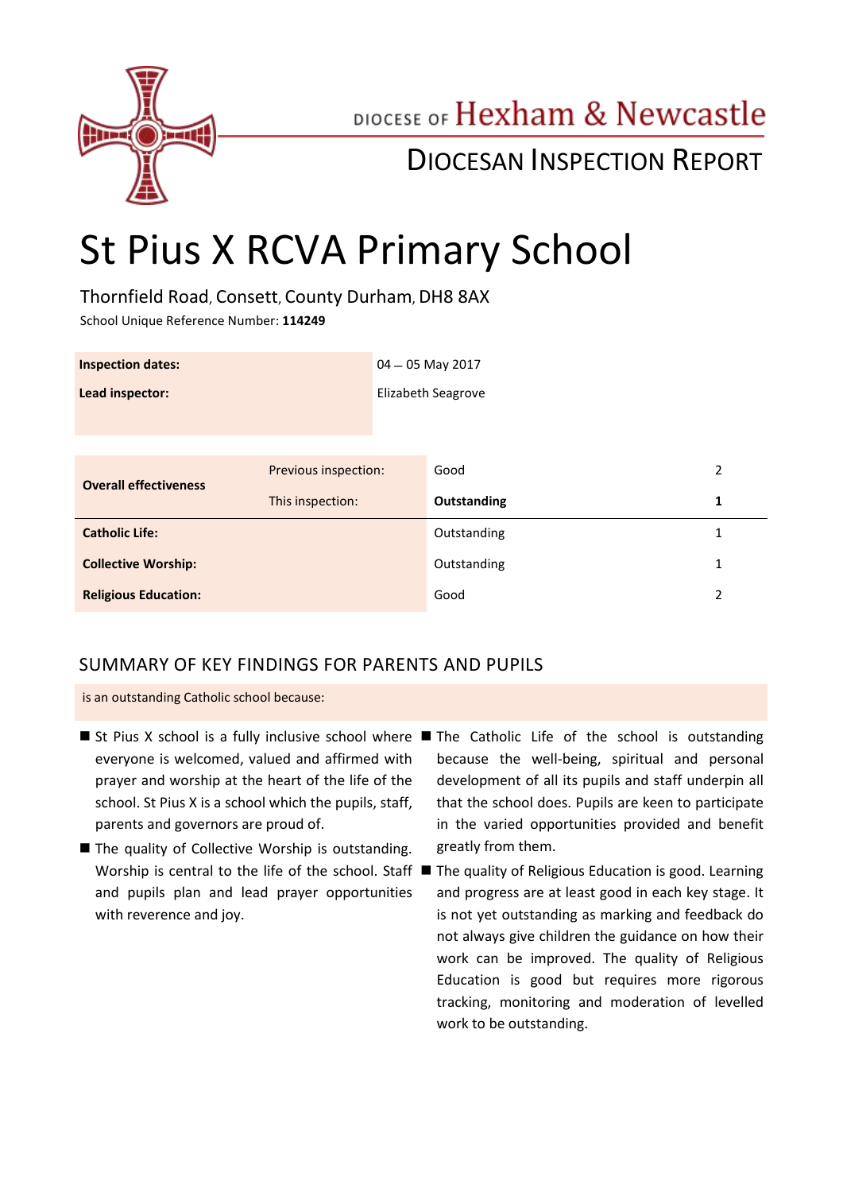DIOCESE OF Hexham & Newcastle

DIOCESAN INSPECTION REPORT

# St Pius X RCVA Primary School

Thornfield Road, Consett, County Durham, DH8 8AX

School Unique Reference Number: **114249**

| | |
|---|---|
| **Inspection dates:** | 04 – 05 May 2017 |
| **Lead inspector:** | Elizabeth Seagrove |

| | | | |
|---|---|---|---|
| **Overall effectiveness** | Previous inspection: | Good | 2 |
| | This inspection: | **Outstanding** | **1** |
| **Catholic Life:** | | Outstanding | 1 |
| **Collective Worship:** | | Outstanding | 1 |
| **Religious Education:** | | Good | 2 |

## SUMMARY OF KEY FINDINGS FOR PARENTS AND PUPILS

is an outstanding Catholic school because:

- St Pius X school is a fully inclusive school where everyone is welcomed, valued and affirmed with prayer and worship at the heart of the life of the school. St Pius X is a school which the pupils, staff, parents and governors are proud of.
- The quality of Collective Worship is outstanding. Worship is central to the life of the school. Staff and pupils plan and lead prayer opportunities with reverence and joy.
- The Catholic Life of the school is outstanding because the well-being, spiritual and personal development of all its pupils and staff underpin all that the school does. Pupils are keen to participate in the varied opportunities provided and benefit greatly from them.
- The quality of Religious Education is good. Learning and progress are at least good in each key stage. It is not yet outstanding as marking and feedback do not always give children the guidance on how their work can be improved. The quality of Religious Education is good but requires more rigorous tracking, monitoring and moderation of levelled work to be outstanding.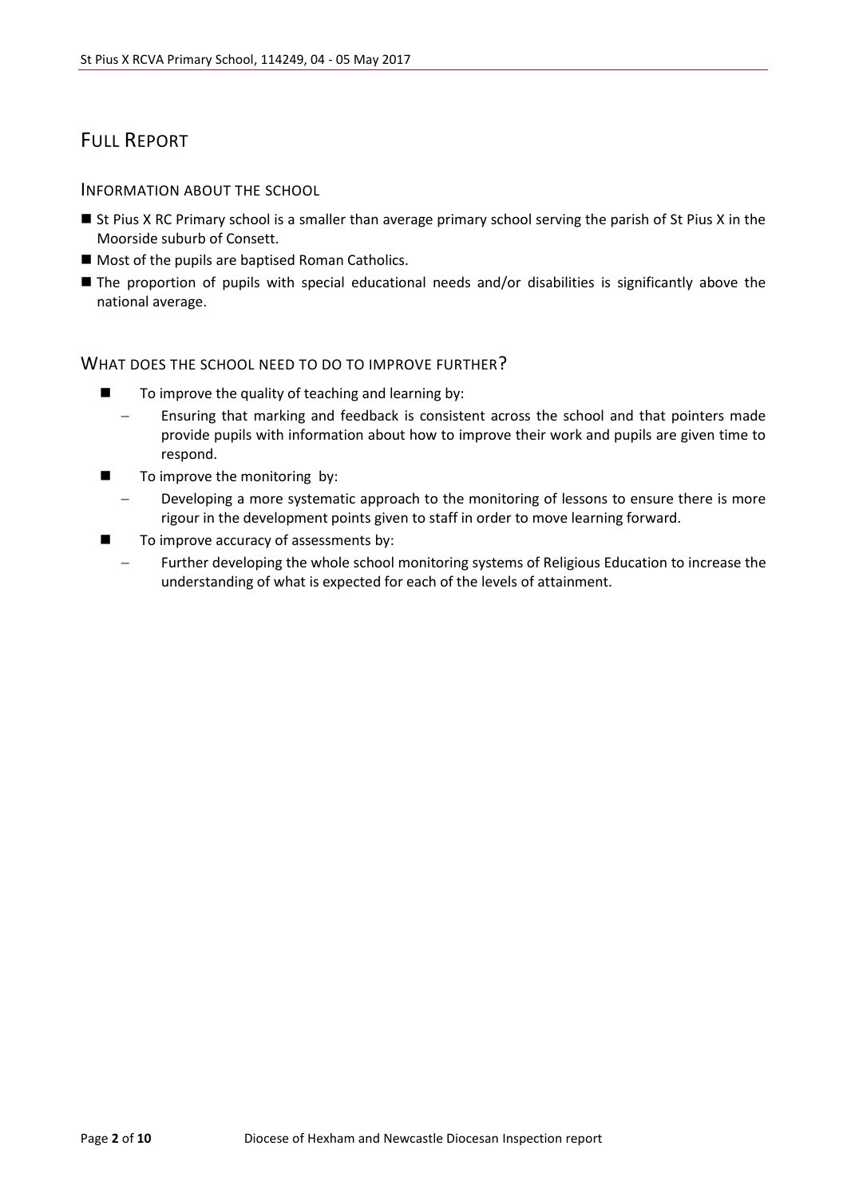# FULL REPORT

## INFORMATION ABOUT THE SCHOOL

- St Pius X RC Primary school is a smaller than average primary school serving the parish of St Pius X in the Moorside suburb of Consett.
- Most of the pupils are baptised Roman Catholics.
- The proportion of pupils with special educational needs and/or disabilities is significantly above the national average.

## WHAT DOES THE SCHOOL NEED TO DO TO IMPROVE FURTHER?

- To improve the quality of teaching and learning by:
  - Ensuring that marking and feedback is consistent across the school and that pointers made provide pupils with information about how to improve their work and pupils are given time to respond.
- To improve the monitoring by:
  - Developing a more systematic approach to the monitoring of lessons to ensure there is more rigour in the development points given to staff in order to move learning forward.
- To improve accuracy of assessments by:
  - Further developing the whole school monitoring systems of Religious Education to increase the understanding of what is expected for each of the levels of attainment.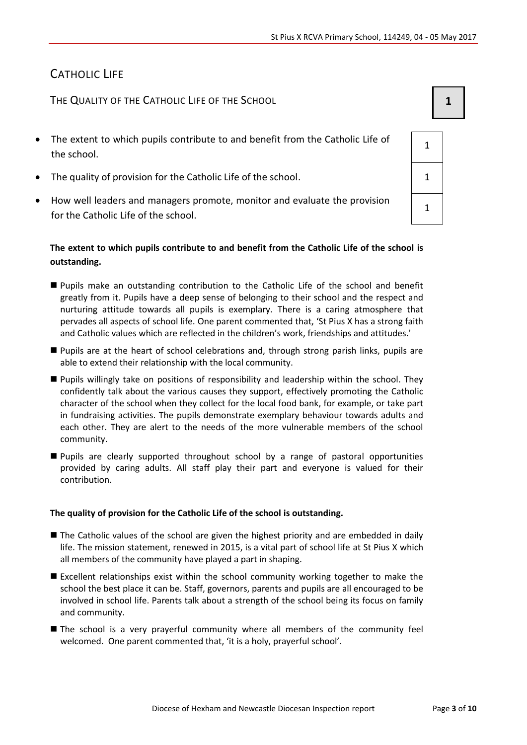## CATHOLIC LIFE

### THE QUALITY OF THE CATHOLIC LIFE OF THE SCHOOL

**1**

| | |
|---|---|
| The extent to which pupils contribute to and benefit from the Catholic Life of the school. | 1 |
| The quality of provision for the Catholic Life of the school. | 1 |
| How well leaders and managers promote, monitor and evaluate the provision for the Catholic Life of the school. | 1 |

**The extent to which pupils contribute to and benefit from the Catholic Life of the school is outstanding.**

- Pupils make an outstanding contribution to the Catholic Life of the school and benefit greatly from it. Pupils have a deep sense of belonging to their school and the respect and nurturing attitude towards all pupils is exemplary. There is a caring atmosphere that pervades all aspects of school life. One parent commented that, 'St Pius X has a strong faith and Catholic values which are reflected in the children's work, friendships and attitudes.'
- Pupils are at the heart of school celebrations and, through strong parish links, pupils are able to extend their relationship with the local community.
- Pupils willingly take on positions of responsibility and leadership within the school. They confidently talk about the various causes they support, effectively promoting the Catholic character of the school when they collect for the local food bank, for example, or take part in fundraising activities. The pupils demonstrate exemplary behaviour towards adults and each other. They are alert to the needs of the more vulnerable members of the school community.
- Pupils are clearly supported throughout school by a range of pastoral opportunities provided by caring adults. All staff play their part and everyone is valued for their contribution.

**The quality of provision for the Catholic Life of the school is outstanding.**

- The Catholic values of the school are given the highest priority and are embedded in daily life. The mission statement, renewed in 2015, is a vital part of school life at St Pius X which all members of the community have played a part in shaping.
- Excellent relationships exist within the school community working together to make the school the best place it can be. Staff, governors, parents and pupils are all encouraged to be involved in school life. Parents talk about a strength of the school being its focus on family and community.
- The school is a very prayerful community where all members of the community feel welcomed. One parent commented that, 'it is a holy, prayerful school'.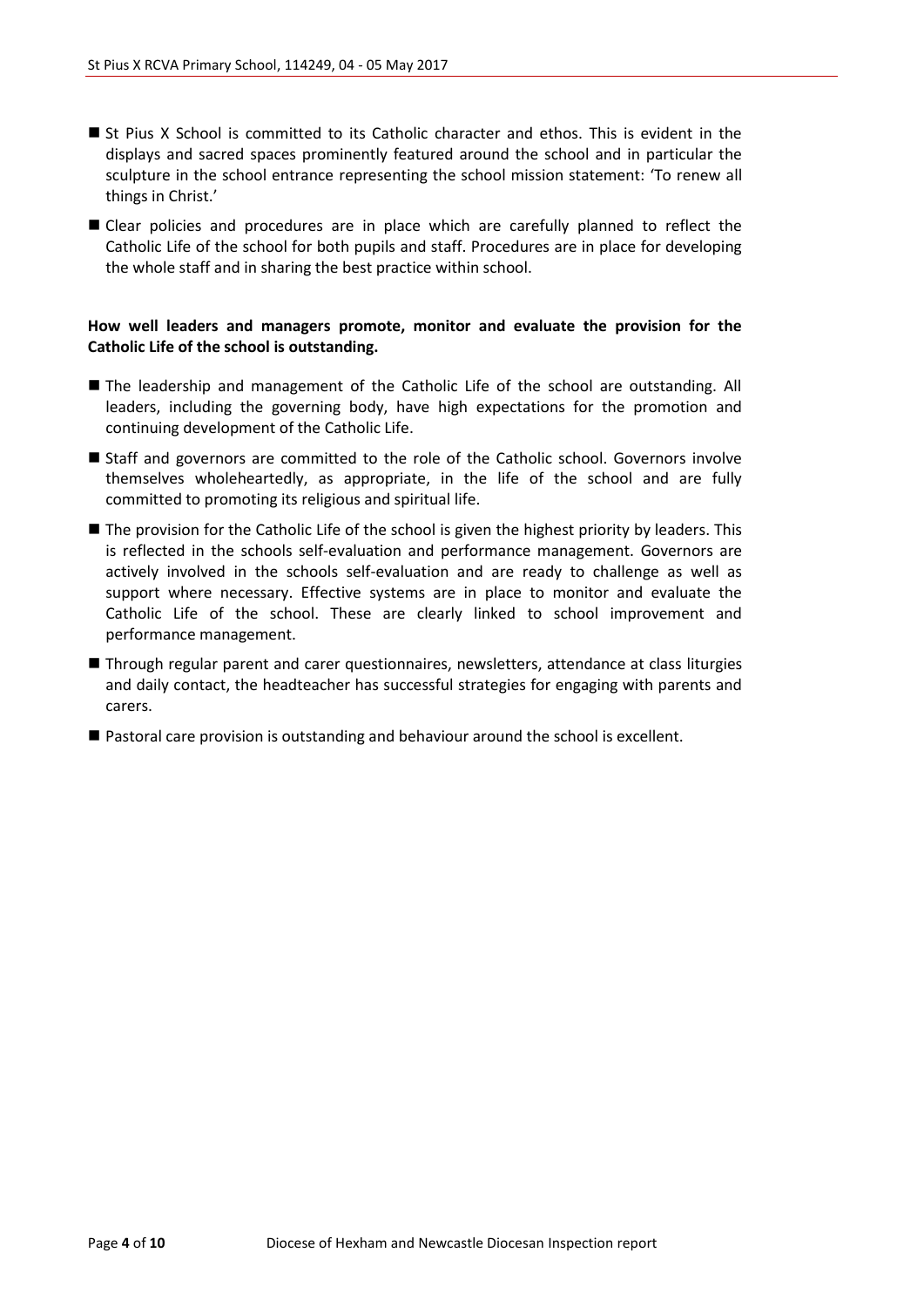- St Pius X School is committed to its Catholic character and ethos. This is evident in the displays and sacred spaces prominently featured around the school and in particular the sculpture in the school entrance representing the school mission statement: 'To renew all things in Christ.'
- Clear policies and procedures are in place which are carefully planned to reflect the Catholic Life of the school for both pupils and staff. Procedures are in place for developing the whole staff and in sharing the best practice within school.

**How well leaders and managers promote, monitor and evaluate the provision for the Catholic Life of the school is outstanding.**

- The leadership and management of the Catholic Life of the school are outstanding. All leaders, including the governing body, have high expectations for the promotion and continuing development of the Catholic Life.
- Staff and governors are committed to the role of the Catholic school. Governors involve themselves wholeheartedly, as appropriate, in the life of the school and are fully committed to promoting its religious and spiritual life.
- The provision for the Catholic Life of the school is given the highest priority by leaders. This is reflected in the schools self-evaluation and performance management. Governors are actively involved in the schools self-evaluation and are ready to challenge as well as support where necessary. Effective systems are in place to monitor and evaluate the Catholic Life of the school. These are clearly linked to school improvement and performance management.
- Through regular parent and carer questionnaires, newsletters, attendance at class liturgies and daily contact, the headteacher has successful strategies for engaging with parents and carers.
- Pastoral care provision is outstanding and behaviour around the school is excellent.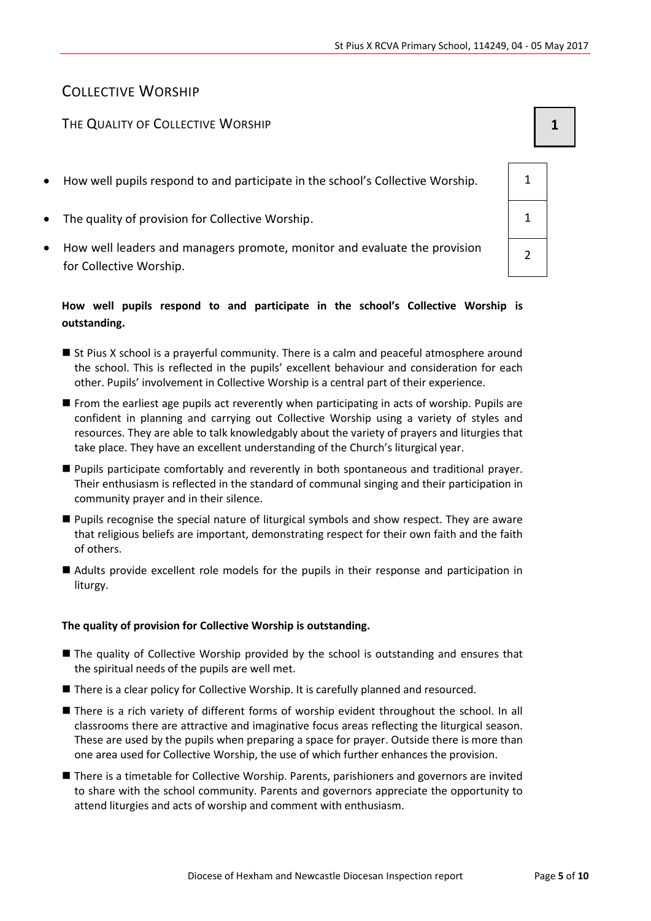## COLLECTIVE WORSHIP

### THE QUALITY OF COLLECTIVE WORSHIP **1**

| | |
|---|---|
| How well pupils respond to and participate in the school's Collective Worship. | 1 |
| The quality of provision for Collective Worship. | 1 |
| How well leaders and managers promote, monitor and evaluate the provision for Collective Worship. | 2 |

**How well pupils respond to and participate in the school's Collective Worship is outstanding.**

- St Pius X school is a prayerful community. There is a calm and peaceful atmosphere around the school. This is reflected in the pupils' excellent behaviour and consideration for each other. Pupils' involvement in Collective Worship is a central part of their experience.
- From the earliest age pupils act reverently when participating in acts of worship. Pupils are confident in planning and carrying out Collective Worship using a variety of styles and resources. They are able to talk knowledgably about the variety of prayers and liturgies that take place. They have an excellent understanding of the Church's liturgical year.
- Pupils participate comfortably and reverently in both spontaneous and traditional prayer. Their enthusiasm is reflected in the standard of communal singing and their participation in community prayer and in their silence.
- Pupils recognise the special nature of liturgical symbols and show respect. They are aware that religious beliefs are important, demonstrating respect for their own faith and the faith of others.
- Adults provide excellent role models for the pupils in their response and participation in liturgy.

**The quality of provision for Collective Worship is outstanding.**

- The quality of Collective Worship provided by the school is outstanding and ensures that the spiritual needs of the pupils are well met.
- There is a clear policy for Collective Worship. It is carefully planned and resourced.
- There is a rich variety of different forms of worship evident throughout the school. In all classrooms there are attractive and imaginative focus areas reflecting the liturgical season. These are used by the pupils when preparing a space for prayer. Outside there is more than one area used for Collective Worship, the use of which further enhances the provision.
- There is a timetable for Collective Worship. Parents, parishioners and governors are invited to share with the school community. Parents and governors appreciate the opportunity to attend liturgies and acts of worship and comment with enthusiasm.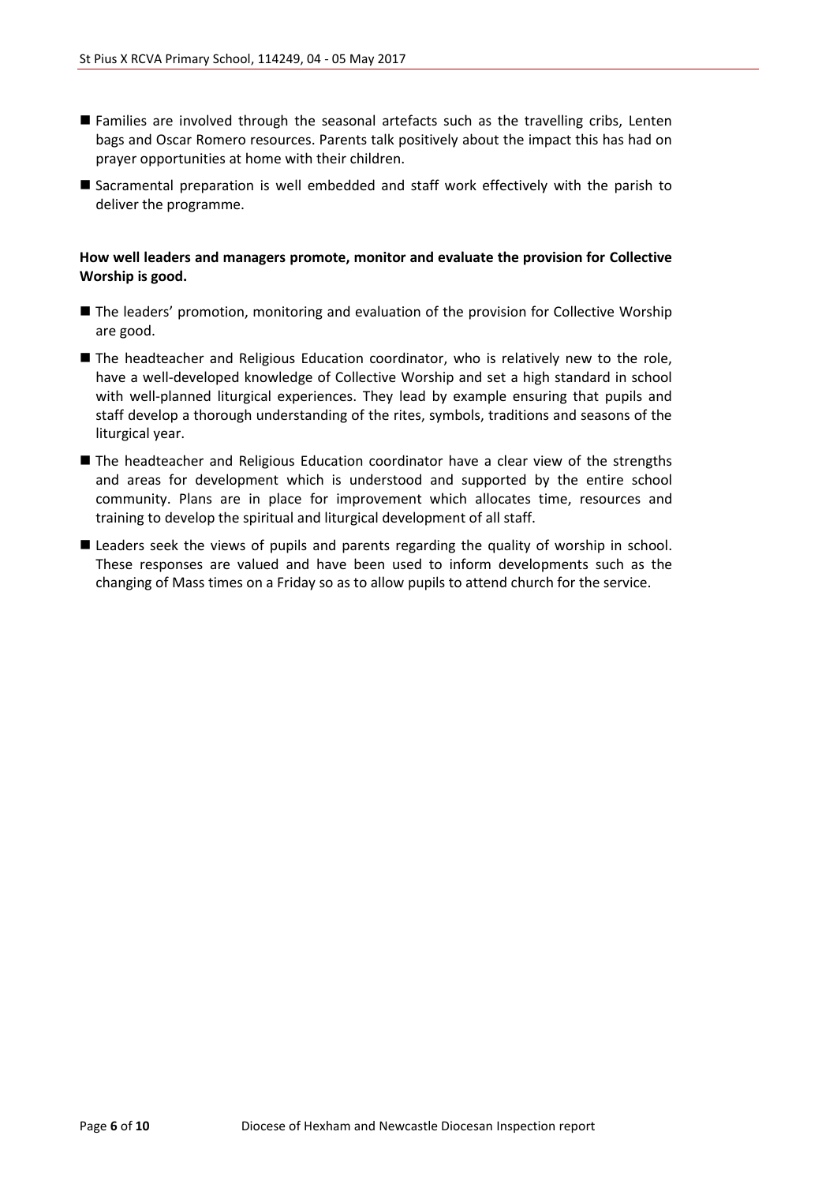- Families are involved through the seasonal artefacts such as the travelling cribs, Lenten bags and Oscar Romero resources. Parents talk positively about the impact this has had on prayer opportunities at home with their children.
- Sacramental preparation is well embedded and staff work effectively with the parish to deliver the programme.

**How well leaders and managers promote, monitor and evaluate the provision for Collective Worship is good.**

- The leaders' promotion, monitoring and evaluation of the provision for Collective Worship are good.
- The headteacher and Religious Education coordinator, who is relatively new to the role, have a well-developed knowledge of Collective Worship and set a high standard in school with well-planned liturgical experiences. They lead by example ensuring that pupils and staff develop a thorough understanding of the rites, symbols, traditions and seasons of the liturgical year.
- The headteacher and Religious Education coordinator have a clear view of the strengths and areas for development which is understood and supported by the entire school community. Plans are in place for improvement which allocates time, resources and training to develop the spiritual and liturgical development of all staff.
- Leaders seek the views of pupils and parents regarding the quality of worship in school. These responses are valued and have been used to inform developments such as the changing of Mass times on a Friday so as to allow pupils to attend church for the service.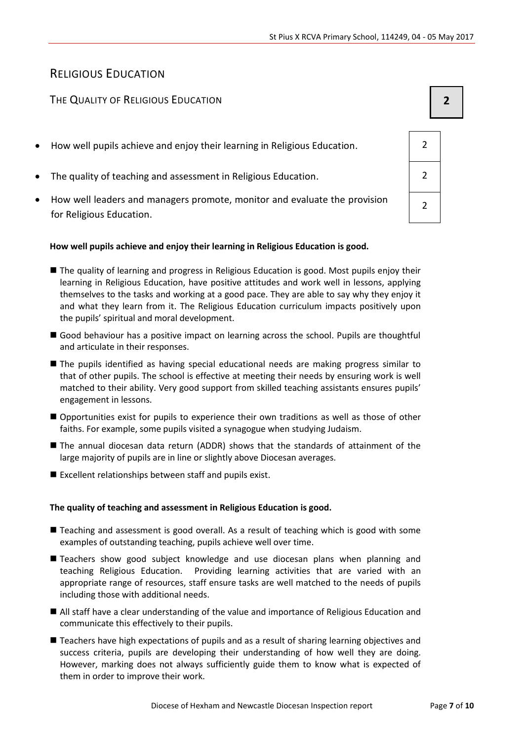# RELIGIOUS EDUCATION

## THE QUALITY OF RELIGIOUS EDUCATION

**2**

| | |
|---|---|
| How well pupils achieve and enjoy their learning in Religious Education. | 2 |
| The quality of teaching and assessment in Religious Education. | 2 |
| How well leaders and managers promote, monitor and evaluate the provision for Religious Education. | 2 |

**How well pupils achieve and enjoy their learning in Religious Education is good.**

- The quality of learning and progress in Religious Education is good. Most pupils enjoy their learning in Religious Education, have positive attitudes and work well in lessons, applying themselves to the tasks and working at a good pace. They are able to say why they enjoy it and what they learn from it. The Religious Education curriculum impacts positively upon the pupils' spiritual and moral development.
- Good behaviour has a positive impact on learning across the school. Pupils are thoughtful and articulate in their responses.
- The pupils identified as having special educational needs are making progress similar to that of other pupils. The school is effective at meeting their needs by ensuring work is well matched to their ability. Very good support from skilled teaching assistants ensures pupils' engagement in lessons.
- Opportunities exist for pupils to experience their own traditions as well as those of other faiths. For example, some pupils visited a synagogue when studying Judaism.
- The annual diocesan data return (ADDR) shows that the standards of attainment of the large majority of pupils are in line or slightly above Diocesan averages.
- Excellent relationships between staff and pupils exist.

**The quality of teaching and assessment in Religious Education is good.**

- Teaching and assessment is good overall. As a result of teaching which is good with some examples of outstanding teaching, pupils achieve well over time.
- Teachers show good subject knowledge and use diocesan plans when planning and teaching Religious Education. Providing learning activities that are varied with an appropriate range of resources, staff ensure tasks are well matched to the needs of pupils including those with additional needs.
- All staff have a clear understanding of the value and importance of Religious Education and communicate this effectively to their pupils.
- Teachers have high expectations of pupils and as a result of sharing learning objectives and success criteria, pupils are developing their understanding of how well they are doing. However, marking does not always sufficiently guide them to know what is expected of them in order to improve their work.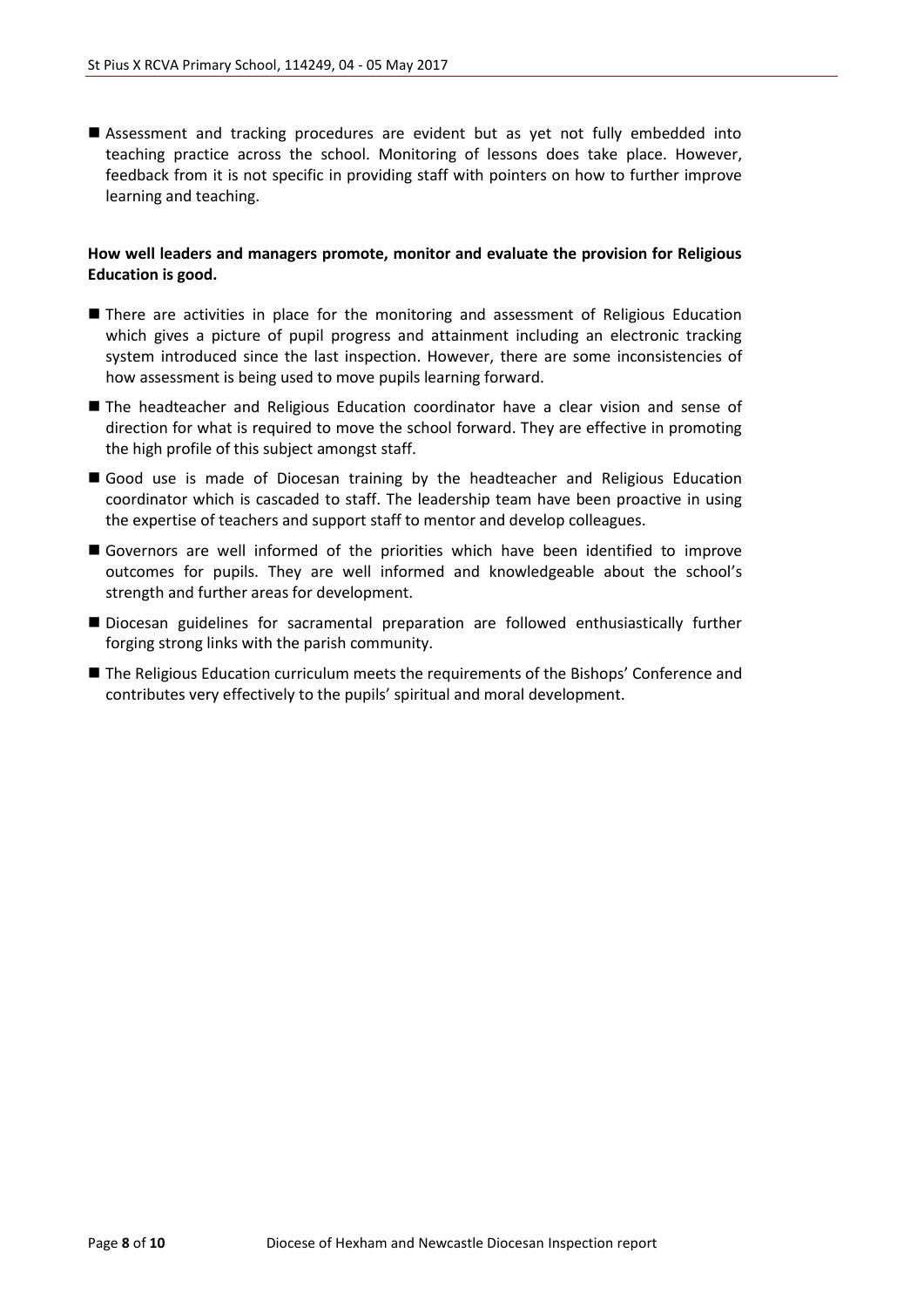- Assessment and tracking procedures are evident but as yet not fully embedded into teaching practice across the school. Monitoring of lessons does take place. However, feedback from it is not specific in providing staff with pointers on how to further improve learning and teaching.

**How well leaders and managers promote, monitor and evaluate the provision for Religious Education is good.**

- There are activities in place for the monitoring and assessment of Religious Education which gives a picture of pupil progress and attainment including an electronic tracking system introduced since the last inspection. However, there are some inconsistencies of how assessment is being used to move pupils learning forward.
- The headteacher and Religious Education coordinator have a clear vision and sense of direction for what is required to move the school forward. They are effective in promoting the high profile of this subject amongst staff.
- Good use is made of Diocesan training by the headteacher and Religious Education coordinator which is cascaded to staff. The leadership team have been proactive in using the expertise of teachers and support staff to mentor and develop colleagues.
- Governors are well informed of the priorities which have been identified to improve outcomes for pupils. They are well informed and knowledgeable about the school's strength and further areas for development.
- Diocesan guidelines for sacramental preparation are followed enthusiastically further forging strong links with the parish community.
- The Religious Education curriculum meets the requirements of the Bishops' Conference and contributes very effectively to the pupils' spiritual and moral development.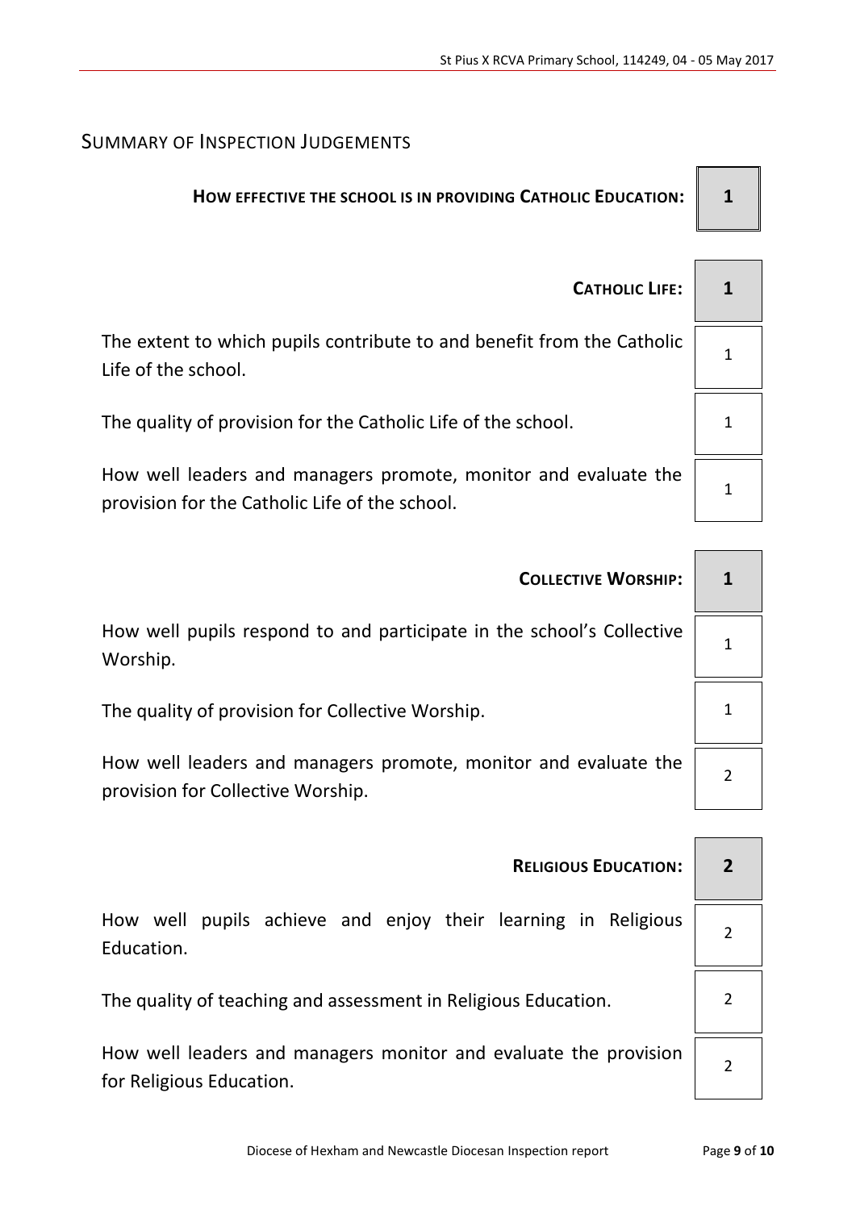## Summary of Inspection Judgements

| | |
|---|---|
| **How effective the school is in providing Catholic Education:** | **1** |
| **Catholic Life:** | **1** |
| The extent to which pupils contribute to and benefit from the Catholic Life of the school. | 1 |
| The quality of provision for the Catholic Life of the school. | 1 |
| How well leaders and managers promote, monitor and evaluate the provision for the Catholic Life of the school. | 1 |
| **Collective Worship:** | **1** |
| How well pupils respond to and participate in the school's Collective Worship. | 1 |
| The quality of provision for Collective Worship. | 1 |
| How well leaders and managers promote, monitor and evaluate the provision for Collective Worship. | 2 |
| **Religious Education:** | **2** |
| How well pupils achieve and enjoy their learning in Religious Education. | 2 |
| The quality of teaching and assessment in Religious Education. | 2 |
| How well leaders and managers monitor and evaluate the provision for Religious Education. | 2 |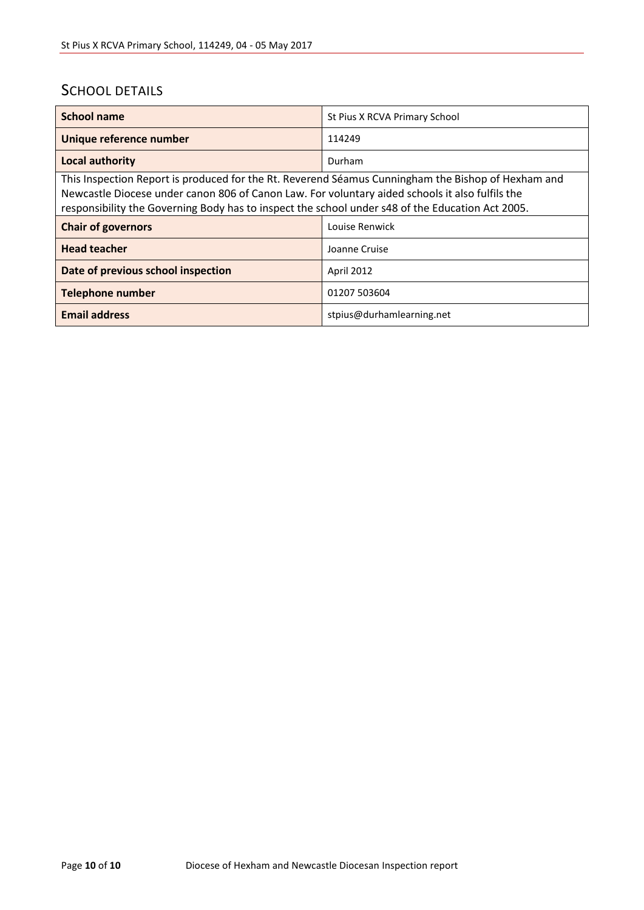## SCHOOL DETAILS

| | |
|---|---|
| **School name** | St Pius X RCVA Primary School |
| **Unique reference number** | 114249 |
| **Local authority** | Durham |
| This Inspection Report is produced for the Rt. Reverend Séamus Cunningham the Bishop of Hexham and Newcastle Diocese under canon 806 of Canon Law. For voluntary aided schools it also fulfils the responsibility the Governing Body has to inspect the school under s48 of the Education Act 2005. | |
| **Chair of governors** | Louise Renwick |
| **Head teacher** | Joanne Cruise |
| **Date of previous school inspection** | April 2012 |
| **Telephone number** | 01207 503604 |
| **Email address** | stpius@durhamlearning.net |